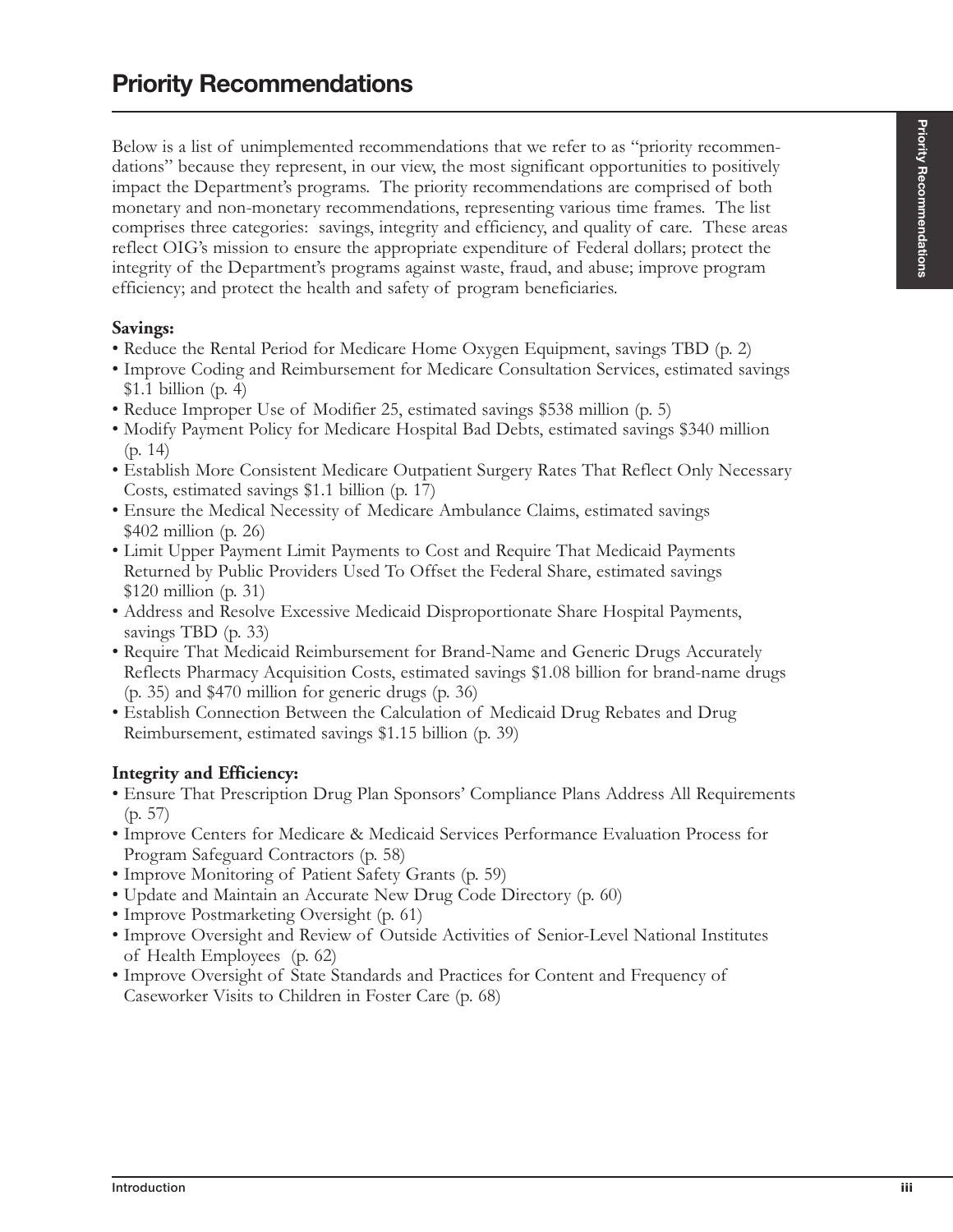# Priority Recommendations

Below is a list of unimplemented recommendations that we refer to as "priority recommendations" because they represent, in our view, the most significant opportunities to positively impact the Department's programs. The priority recommendations are comprised of both monetary and non-monetary recommendations, representing various time frames. The list comprises three categories: savings, integrity and efficiency, and quality of care. These areas reflect OIG's mission to ensure the appropriate expenditure of Federal dollars; protect the integrity of the Department's programs against waste, fraud, and abuse; improve program efficiency; and protect the health and safety of program beneficiaries.

**Savings:**

- Reduce the Rental Period for Medicare Home Oxygen Equipment, savings TBD (p. 2)
- Improve Coding and Reimbursement for Medicare Consultation Services, estimated savings $1.1 billion (p. 4)
- Reduce Improper Use of Modifier 25, estimated savings $538 million (p. 5)
- Modify Payment Policy for Medicare Hospital Bad Debts, estimated savings $340 million (p. 14)
- Establish More Consistent Medicare Outpatient Surgery Rates That Reflect Only Necessary Costs, estimated savings $1.1 billion (p. 17)
- Ensure the Medical Necessity of Medicare Ambulance Claims, estimated savings $402 million (p. 26)
- Limit Upper Payment Limit Payments to Cost and Require That Medicaid Payments Returned by Public Providers Used To Offset the Federal Share, estimated savings $120 million (p. 31)
- Address and Resolve Excessive Medicaid Disproportionate Share Hospital Payments, savings TBD (p. 33)
- Require That Medicaid Reimbursement for Brand-Name and Generic Drugs Accurately Reflects Pharmacy Acquisition Costs, estimated savings $1.08 billion for brand-name drugs (p. 35) and $470 million for generic drugs (p. 36)
- Establish Connection Between the Calculation of Medicaid Drug Rebates and Drug Reimbursement, estimated savings $1.15 billion (p. 39)

**Integrity and Efficiency:**

- Ensure That Prescription Drug Plan Sponsors' Compliance Plans Address All Requirements (p. 57)
- Improve Centers for Medicare & Medicaid Services Performance Evaluation Process for Program Safeguard Contractors (p. 58)
- Improve Monitoring of Patient Safety Grants (p. 59)
- Update and Maintain an Accurate New Drug Code Directory (p. 60)
- Improve Postmarketing Oversight (p. 61)
- Improve Oversight and Review of Outside Activities of Senior-Level National Institutes of Health Employees (p. 62)
- Improve Oversight of State Standards and Practices for Content and Frequency of Caseworker Visits to Children in Foster Care (p. 68)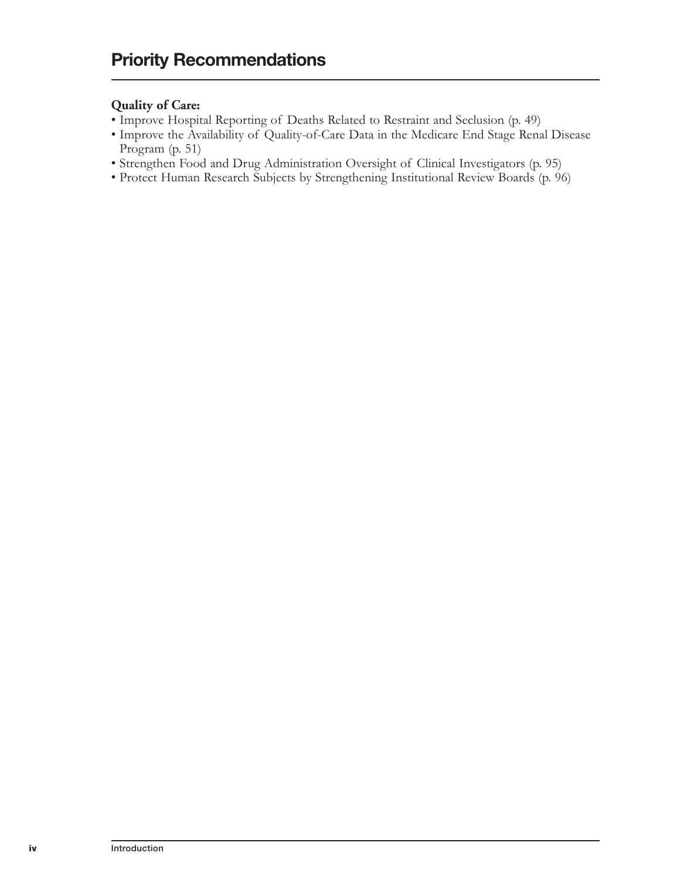# Priority Recommendations

**Quality of Care:**

- Improve Hospital Reporting of Deaths Related to Restraint and Seclusion (p. 49)
- Improve the Availability of Quality-of-Care Data in the Medicare End Stage Renal Disease Program (p. 51)
- Strengthen Food and Drug Administration Oversight of Clinical Investigators (p. 95)
- Protect Human Research Subjects by Strengthening Institutional Review Boards (p. 96)